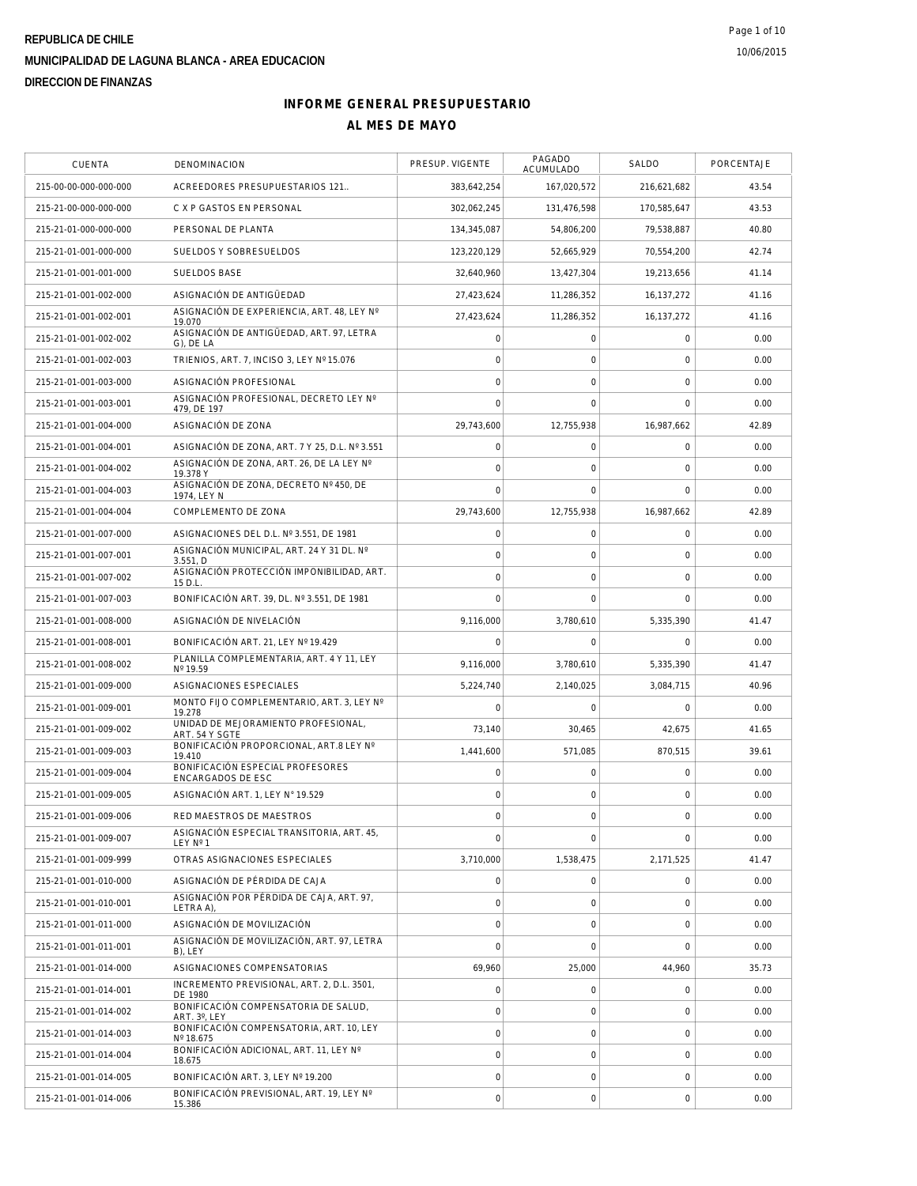**REPUBLICA DE CHILE**

**MUNICIPALIDAD DE LAGUNA BLANCA - AREA EDUCACION**

**DIRECCION DE FINANZAS**

10/06/2015

# INFORME GENERAL PRESUPUESTARIO

## AL MES DE MAYO

| CUENTA | DENOMINACION | PRESUP. VIGENTE | PAGADO ACUMULADO | SALDO | PORCENTAJE |
|---|---|---|---|---|---|
| 215-00-00-000-000-000 | ACREEDORES PRESUPUESTARIOS 121.. | 383,642,254 | 167,020,572 | 216,621,682 | 43.54 |
| 215-21-00-000-000-000 | C X P GASTOS EN PERSONAL | 302,062,245 | 131,476,598 | 170,585,647 | 43.53 |
| 215-21-01-000-000-000 | PERSONAL DE PLANTA | 134,345,087 | 54,806,200 | 79,538,887 | 40.80 |
| 215-21-01-001-000-000 | SUELDOS Y SOBRESUELDOS | 123,220,129 | 52,665,929 | 70,554,200 | 42.74 |
| 215-21-01-001-001-000 | SUELDOS BASE | 32,640,960 | 13,427,304 | 19,213,656 | 41.14 |
| 215-21-01-001-002-000 | ASIGNACIÓN DE ANTIGÜEDAD | 27,423,624 | 11,286,352 | 16,137,272 | 41.16 |
| 215-21-01-001-002-001 | ASIGNACIÓN DE EXPERIENCIA, ART. 48, LEY Nº 19.070 | 27,423,624 | 11,286,352 | 16,137,272 | 41.16 |
| 215-21-01-001-002-002 | ASIGNACIÓN DE ANTIGÜEDAD, ART. 97, LETRA G), DE LA | 0 | 0 | 0 | 0.00 |
| 215-21-01-001-002-003 | TRIENIOS, ART. 7, INCISO 3, LEY Nº 15.076 | 0 | 0 | 0 | 0.00 |
| 215-21-01-001-003-000 | ASIGNACIÓN PROFESIONAL | 0 | 0 | 0 | 0.00 |
| 215-21-01-001-003-001 | ASIGNACIÓN PROFESIONAL, DECRETO LEY Nº 479, DE 197 | 0 | 0 | 0 | 0.00 |
| 215-21-01-001-004-000 | ASIGNACIÓN DE ZONA | 29,743,600 | 12,755,938 | 16,987,662 | 42.89 |
| 215-21-01-001-004-001 | ASIGNACIÓN DE ZONA, ART. 7 Y 25, D.L. Nº 3.551 | 0 | 0 | 0 | 0.00 |
| 215-21-01-001-004-002 | ASIGNACIÓN DE ZONA, ART. 26, DE LA LEY Nº 19.378 Y | 0 | 0 | 0 | 0.00 |
| 215-21-01-001-004-003 | ASIGNACIÓN DE ZONA, DECRETO Nº 450, DE 1974, LEY N | 0 | 0 | 0 | 0.00 |
| 215-21-01-001-004-004 | COMPLEMENTO DE ZONA | 29,743,600 | 12,755,938 | 16,987,662 | 42.89 |
| 215-21-01-001-007-000 | ASIGNACIONES DEL D.L. Nº 3.551, DE 1981 | 0 | 0 | 0 | 0.00 |
| 215-21-01-001-007-001 | ASIGNACIÓN MUNICIPAL, ART. 24 Y 31 DL. Nº 3.551, D | 0 | 0 | 0 | 0.00 |
| 215-21-01-001-007-002 | ASIGNACIÓN PROTECCIÓN IMPONIBILIDAD, ART. 15 D.L. | 0 | 0 | 0 | 0.00 |
| 215-21-01-001-007-003 | BONIFICACIÓN ART. 39, DL. Nº 3.551, DE 1981 | 0 | 0 | 0 | 0.00 |
| 215-21-01-001-008-000 | ASIGNACIÓN DE NIVELACIÓN | 9,116,000 | 3,780,610 | 5,335,390 | 41.47 |
| 215-21-01-001-008-001 | BONIFICACIÓN ART. 21, LEY Nº 19.429 | 0 | 0 | 0 | 0.00 |
| 215-21-01-001-008-002 | PLANILLA COMPLEMENTARIA, ART. 4 Y 11, LEY Nº 19.59 | 9,116,000 | 3,780,610 | 5,335,390 | 41.47 |
| 215-21-01-001-009-000 | ASIGNACIONES ESPECIALES | 5,224,740 | 2,140,025 | 3,084,715 | 40.96 |
| 215-21-01-001-009-001 | MONTO FIJO COMPLEMENTARIO, ART. 3, LEY Nº 19.278 | 0 | 0 | 0 | 0.00 |
| 215-21-01-001-009-002 | UNIDAD DE MEJORAMIENTO PROFESIONAL, ART. 54 Y SGTE | 73,140 | 30,465 | 42,675 | 41.65 |
| 215-21-01-001-009-003 | BONIFICACIÓN PROPORCIONAL, ART.8 LEY Nº 19.410 | 1,441,600 | 571,085 | 870,515 | 39.61 |
| 215-21-01-001-009-004 | BONIFICACIÓN ESPECIAL PROFESORES ENCARGADOS DE ESC | 0 | 0 | 0 | 0.00 |
| 215-21-01-001-009-005 | ASIGNACIÓN ART. 1, LEY N° 19.529 | 0 | 0 | 0 | 0.00 |
| 215-21-01-001-009-006 | RED MAESTROS DE MAESTROS | 0 | 0 | 0 | 0.00 |
| 215-21-01-001-009-007 | ASIGNACIÓN ESPECIAL TRANSITORIA, ART. 45, LEY Nº 1 | 0 | 0 | 0 | 0.00 |
| 215-21-01-001-009-999 | OTRAS ASIGNACIONES ESPECIALES | 3,710,000 | 1,538,475 | 2,171,525 | 41.47 |
| 215-21-01-001-010-000 | ASIGNACIÓN DE PÉRDIDA DE CAJA | 0 | 0 | 0 | 0.00 |
| 215-21-01-001-010-001 | ASIGNACIÓN POR PÉRDIDA DE CAJA, ART. 97, LETRA A), | 0 | 0 | 0 | 0.00 |
| 215-21-01-001-011-000 | ASIGNACIÓN DE MOVILIZACIÓN | 0 | 0 | 0 | 0.00 |
| 215-21-01-001-011-001 | ASIGNACIÓN DE MOVILIZACIÓN, ART. 97, LETRA B), LEY | 0 | 0 | 0 | 0.00 |
| 215-21-01-001-014-000 | ASIGNACIONES COMPENSATORIAS | 69,960 | 25,000 | 44,960 | 35.73 |
| 215-21-01-001-014-001 | INCREMENTO PREVISIONAL, ART. 2, D.L. 3501, DE 1980 | 0 | 0 | 0 | 0.00 |
| 215-21-01-001-014-002 | BONIFICACIÓN COMPENSATORIA DE SALUD, ART. 3º, LEY | 0 | 0 | 0 | 0.00 |
| 215-21-01-001-014-003 | BONIFICACIÓN COMPENSATORIA, ART. 10, LEY Nº 18.675 | 0 | 0 | 0 | 0.00 |
| 215-21-01-001-014-004 | BONIFICACIÓN ADICIONAL, ART. 11, LEY Nº 18.675 | 0 | 0 | 0 | 0.00 |
| 215-21-01-001-014-005 | BONIFICACIÓN ART. 3, LEY Nº 19.200 | 0 | 0 | 0 | 0.00 |
| 215-21-01-001-014-006 | BONIFICACIÓN PREVISIONAL, ART. 19, LEY Nº 15.386 | 0 | 0 | 0 | 0.00 |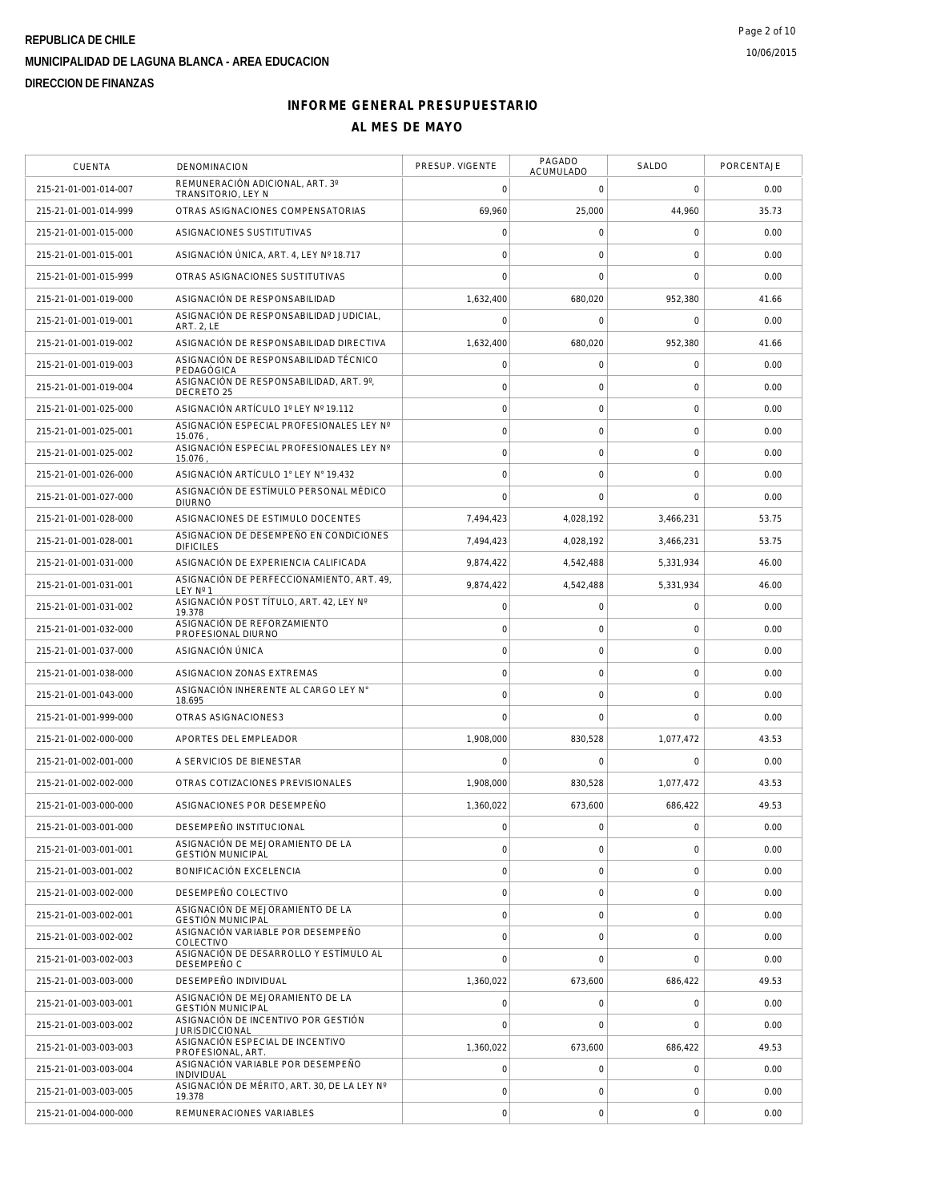**REPUBLICA DE CHILE**

**MUNICIPALIDAD DE LAGUNA BLANCA - AREA EDUCACION**

**DIRECCION DE FINANZAS**

## INFORME GENERAL PRESUPUESTARIO

## AL MES DE MAYO

| CUENTA | DENOMINACION | PRESUP. VIGENTE | PAGADO ACUMULADO | SALDO | PORCENTAJE |
|---|---|---|---|---|---|
| 215-21-01-001-014-007 | REMUNERACIÓN ADICIONAL, ART. 3º TRANSITORIO, LEY N | 0 | 0 | 0 | 0.00 |
| 215-21-01-001-014-999 | OTRAS ASIGNACIONES COMPENSATORIAS | 69,960 | 25,000 | 44,960 | 35.73 |
| 215-21-01-001-015-000 | ASIGNACIONES SUSTITUTIVAS | 0 | 0 | 0 | 0.00 |
| 215-21-01-001-015-001 | ASIGNACIÓN ÚNICA, ART. 4, LEY Nº 18.717 | 0 | 0 | 0 | 0.00 |
| 215-21-01-001-015-999 | OTRAS ASIGNACIONES SUSTITUTIVAS | 0 | 0 | 0 | 0.00 |
| 215-21-01-001-019-000 | ASIGNACIÓN DE RESPONSABILIDAD | 1,632,400 | 680,020 | 952,380 | 41.66 |
| 215-21-01-001-019-001 | ASIGNACIÓN DE RESPONSABILIDAD JUDICIAL, ART. 2, LE | 0 | 0 | 0 | 0.00 |
| 215-21-01-001-019-002 | ASIGNACIÓN DE RESPONSABILIDAD DIRECTIVA | 1,632,400 | 680,020 | 952,380 | 41.66 |
| 215-21-01-001-019-003 | ASIGNACIÓN DE RESPONSABILIDAD TÉCNICO PEDAGÓGICA | 0 | 0 | 0 | 0.00 |
| 215-21-01-001-019-004 | ASIGNACIÓN DE RESPONSABILIDAD, ART. 9º, DECRETO 25 | 0 | 0 | 0 | 0.00 |
| 215-21-01-001-025-000 | ASIGNACIÓN ARTÍCULO 1º LEY Nº 19.112 | 0 | 0 | 0 | 0.00 |
| 215-21-01-001-025-001 | ASIGNACIÓN ESPECIAL PROFESIONALES LEY Nº 15.076 , | 0 | 0 | 0 | 0.00 |
| 215-21-01-001-025-002 | ASIGNACIÓN ESPECIAL PROFESIONALES LEY Nº 15.076 , | 0 | 0 | 0 | 0.00 |
| 215-21-01-001-026-000 | ASIGNACIÓN ARTÍCULO 1° LEY N° 19.432 | 0 | 0 | 0 | 0.00 |
| 215-21-01-001-027-000 | ASIGNACIÓN DE ESTÍMULO PERSONAL MÉDICO DIURNO | 0 | 0 | 0 | 0.00 |
| 215-21-01-001-028-000 | ASIGNACIONES DE ESTIMULO DOCENTES | 7,494,423 | 4,028,192 | 3,466,231 | 53.75 |
| 215-21-01-001-028-001 | ASIGNACION DE DESEMPEÑO EN CONDICIONES DIFICILES | 7,494,423 | 4,028,192 | 3,466,231 | 53.75 |
| 215-21-01-001-031-000 | ASIGNACIÓN DE EXPERIENCIA CALIFICADA | 9,874,422 | 4,542,488 | 5,331,934 | 46.00 |
| 215-21-01-001-031-001 | ASIGNACIÓN DE PERFECCIONAMIENTO, ART. 49, LEY Nº 1 | 9,874,422 | 4,542,488 | 5,331,934 | 46.00 |
| 215-21-01-001-031-002 | ASIGNACIÓN POST TÍTULO, ART. 42, LEY Nº 19.378 | 0 | 0 | 0 | 0.00 |
| 215-21-01-001-032-000 | ASIGNACIÓN DE REFORZAMIENTO PROFESIONAL DIURNO | 0 | 0 | 0 | 0.00 |
| 215-21-01-001-037-000 | ASIGNACIÓN ÚNICA | 0 | 0 | 0 | 0.00 |
| 215-21-01-001-038-000 | ASIGNACION ZONAS EXTREMAS | 0 | 0 | 0 | 0.00 |
| 215-21-01-001-043-000 | ASIGNACIÓN INHERENTE AL CARGO LEY N° 18.695 | 0 | 0 | 0 | 0.00 |
| 215-21-01-001-999-000 | OTRAS ASIGNACIONES3 | 0 | 0 | 0 | 0.00 |
| 215-21-01-002-000-000 | APORTES DEL EMPLEADOR | 1,908,000 | 830,528 | 1,077,472 | 43.53 |
| 215-21-01-002-001-000 | A SERVICIOS DE BIENESTAR | 0 | 0 | 0 | 0.00 |
| 215-21-01-002-002-000 | OTRAS COTIZACIONES PREVISIONALES | 1,908,000 | 830,528 | 1,077,472 | 43.53 |
| 215-21-01-003-000-000 | ASIGNACIONES POR DESEMPEÑO | 1,360,022 | 673,600 | 686,422 | 49.53 |
| 215-21-01-003-001-000 | DESEMPEÑO INSTITUCIONAL | 0 | 0 | 0 | 0.00 |
| 215-21-01-003-001-001 | ASIGNACIÓN DE MEJORAMIENTO DE LA GESTIÓN MUNICIPAL | 0 | 0 | 0 | 0.00 |
| 215-21-01-003-001-002 | BONIFICACIÓN EXCELENCIA | 0 | 0 | 0 | 0.00 |
| 215-21-01-003-002-000 | DESEMPEÑO COLECTIVO | 0 | 0 | 0 | 0.00 |
| 215-21-01-003-002-001 | ASIGNACIÓN DE MEJORAMIENTO DE LA GESTIÓN MUNICIPAL | 0 | 0 | 0 | 0.00 |
| 215-21-01-003-002-002 | ASIGNACIÓN VARIABLE POR DESEMPEÑO COLECTIVO | 0 | 0 | 0 | 0.00 |
| 215-21-01-003-002-003 | ASIGNACIÓN DE DESARROLLO Y ESTÍMULO AL DESEMPEÑO C | 0 | 0 | 0 | 0.00 |
| 215-21-01-003-003-000 | DESEMPEÑO INDIVIDUAL | 1,360,022 | 673,600 | 686,422 | 49.53 |
| 215-21-01-003-003-001 | ASIGNACIÓN DE MEJORAMIENTO DE LA GESTIÓN MUNICIPAL | 0 | 0 | 0 | 0.00 |
| 215-21-01-003-003-002 | ASIGNACIÓN DE INCENTIVO POR GESTIÓN JURISDICCIONAL | 0 | 0 | 0 | 0.00 |
| 215-21-01-003-003-003 | ASIGNACIÓN ESPECIAL DE INCENTIVO PROFESIONAL, ART. | 1,360,022 | 673,600 | 686,422 | 49.53 |
| 215-21-01-003-003-004 | ASIGNACIÓN VARIABLE POR DESEMPEÑO INDIVIDUAL | 0 | 0 | 0 | 0.00 |
| 215-21-01-003-003-005 | ASIGNACIÓN DE MÉRITO, ART. 30, DE LA LEY Nº 19.378 | 0 | 0 | 0 | 0.00 |
| 215-21-01-004-000-000 | REMUNERACIONES VARIABLES | 0 | 0 | 0 | 0.00 |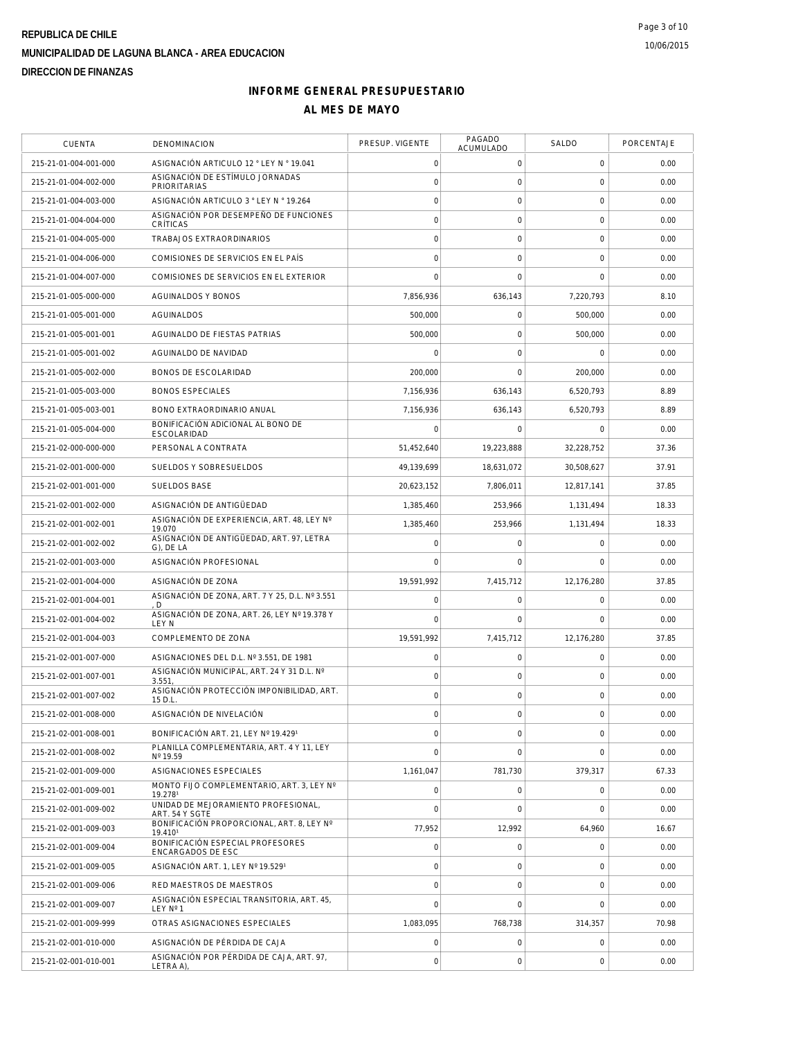REPUBLICA DE CHILE

MUNICIPALIDAD DE LAGUNA BLANCA - AREA EDUCACION

DIRECCION DE FINANZAS

# INFORME GENERAL PRESUPUESTARIO

## AL MES DE MAYO

| CUENTA | DENOMINACION | PRESUP. VIGENTE | PAGADO ACUMULADO | SALDO | PORCENTAJE |
|---|---|---|---|---|---|
| 215-21-01-004-001-000 | ASIGNACIÓN ARTICULO 12 ° LEY N ° 19.041 | 0 | 0 | 0 | 0.00 |
| 215-21-01-004-002-000 | ASIGNACIÓN DE ESTÍMULO JORNADAS PRIORITARIAS | 0 | 0 | 0 | 0.00 |
| 215-21-01-004-003-000 | ASIGNACIÓN ARTICULO 3 ° LEY N ° 19.264 | 0 | 0 | 0 | 0.00 |
| 215-21-01-004-004-000 | ASIGNACIÓN POR DESEMPEÑO DE FUNCIONES CRÍTICAS | 0 | 0 | 0 | 0.00 |
| 215-21-01-004-005-000 | TRABAJOS EXTRAORDINARIOS | 0 | 0 | 0 | 0.00 |
| 215-21-01-004-006-000 | COMISIONES DE SERVICIOS EN EL PAÍS | 0 | 0 | 0 | 0.00 |
| 215-21-01-004-007-000 | COMISIONES DE SERVICIOS EN EL EXTERIOR | 0 | 0 | 0 | 0.00 |
| 215-21-01-005-000-000 | AGUINALDOS Y BONOS | 7,856,936 | 636,143 | 7,220,793 | 8.10 |
| 215-21-01-005-001-000 | AGUINALDOS | 500,000 | 0 | 500,000 | 0.00 |
| 215-21-01-005-001-001 | AGUINALDO DE FIESTAS PATRIAS | 500,000 | 0 | 500,000 | 0.00 |
| 215-21-01-005-001-002 | AGUINALDO DE NAVIDAD | 0 | 0 | 0 | 0.00 |
| 215-21-01-005-002-000 | BONOS DE ESCOLARIDAD | 200,000 | 0 | 200,000 | 0.00 |
| 215-21-01-005-003-000 | BONOS ESPECIALES | 7,156,936 | 636,143 | 6,520,793 | 8.89 |
| 215-21-01-005-003-001 | BONO EXTRAORDINARIO ANUAL | 7,156,936 | 636,143 | 6,520,793 | 8.89 |
| 215-21-01-005-004-000 | BONIFICACIÓN ADICIONAL AL BONO DE ESCOLARIDAD | 0 | 0 | 0 | 0.00 |
| 215-21-02-000-000-000 | PERSONAL A CONTRATA | 51,452,640 | 19,223,888 | 32,228,752 | 37.36 |
| 215-21-02-001-000-000 | SUELDOS Y SOBRESUELDOS | 49,139,699 | 18,631,072 | 30,508,627 | 37.91 |
| 215-21-02-001-001-000 | SUELDOS BASE | 20,623,152 | 7,806,011 | 12,817,141 | 37.85 |
| 215-21-02-001-002-000 | ASIGNACIÓN DE ANTIGÜEDAD | 1,385,460 | 253,966 | 1,131,494 | 18.33 |
| 215-21-02-001-002-001 | ASIGNACIÓN DE EXPERIENCIA, ART. 48, LEY Nº 19.070 | 1,385,460 | 253,966 | 1,131,494 | 18.33 |
| 215-21-02-001-002-002 | ASIGNACIÓN DE ANTIGÜEDAD, ART. 97, LETRA G), DE LA | 0 | 0 | 0 | 0.00 |
| 215-21-02-001-003-000 | ASIGNACIÓN PROFESIONAL | 0 | 0 | 0 | 0.00 |
| 215-21-02-001-004-000 | ASIGNACIÓN DE ZONA | 19,591,992 | 7,415,712 | 12,176,280 | 37.85 |
| 215-21-02-001-004-001 | ASIGNACIÓN DE ZONA, ART. 7 Y 25, D.L. Nº 3.551 , D | 0 | 0 | 0 | 0.00 |
| 215-21-02-001-004-002 | ASIGNACIÓN DE ZONA, ART. 26, LEY Nº 19.378 Y LEY N | 0 | 0 | 0 | 0.00 |
| 215-21-02-001-004-003 | COMPLEMENTO DE ZONA | 19,591,992 | 7,415,712 | 12,176,280 | 37.85 |
| 215-21-02-001-007-000 | ASIGNACIONES DEL D.L. Nº 3.551, DE 1981 | 0 | 0 | 0 | 0.00 |
| 215-21-02-001-007-001 | ASIGNACIÓN MUNICIPAL, ART. 24 Y 31 D.L. Nº 3.551, | 0 | 0 | 0 | 0.00 |
| 215-21-02-001-007-002 | ASIGNACIÓN PROTECCIÓN IMPONIBILIDAD, ART. 15 D.L. | 0 | 0 | 0 | 0.00 |
| 215-21-02-001-008-000 | ASIGNACIÓN DE NIVELACIÓN | 0 | 0 | 0 | 0.00 |
| 215-21-02-001-008-001 | BONIFICACIÓN ART. 21, LEY Nº 19.429¹ | 0 | 0 | 0 | 0.00 |
| 215-21-02-001-008-002 | PLANILLA COMPLEMENTARIA, ART. 4 Y 11, LEY Nº 19.59 | 0 | 0 | 0 | 0.00 |
| 215-21-02-001-009-000 | ASIGNACIONES ESPECIALES | 1,161,047 | 781,730 | 379,317 | 67.33 |
| 215-21-02-001-009-001 | MONTO FIJO COMPLEMENTARIO, ART. 3, LEY Nº 19.278¹ | 0 | 0 | 0 | 0.00 |
| 215-21-02-001-009-002 | UNIDAD DE MEJORAMIENTO PROFESIONAL, ART. 54 Y SGTE | 0 | 0 | 0 | 0.00 |
| 215-21-02-001-009-003 | BONIFICACIÓN PROPORCIONAL, ART. 8, LEY Nº 19.410¹ | 77,952 | 12,992 | 64,960 | 16.67 |
| 215-21-02-001-009-004 | BONIFICACIÓN ESPECIAL PROFESORES ENCARGADOS DE ESC | 0 | 0 | 0 | 0.00 |
| 215-21-02-001-009-005 | ASIGNACIÓN ART. 1, LEY Nº 19.529¹ | 0 | 0 | 0 | 0.00 |
| 215-21-02-001-009-006 | RED MAESTROS DE MAESTROS | 0 | 0 | 0 | 0.00 |
| 215-21-02-001-009-007 | ASIGNACIÓN ESPECIAL TRANSITORIA, ART. 45, LEY Nº 1 | 0 | 0 | 0 | 0.00 |
| 215-21-02-001-009-999 | OTRAS ASIGNACIONES ESPECIALES | 1,083,095 | 768,738 | 314,357 | 70.98 |
| 215-21-02-001-010-000 | ASIGNACIÓN DE PÉRDIDA DE CAJA | 0 | 0 | 0 | 0.00 |
| 215-21-02-001-010-001 | ASIGNACIÓN POR PÉRDIDA DE CAJA, ART. 97, LETRA A), | 0 | 0 | 0 | 0.00 |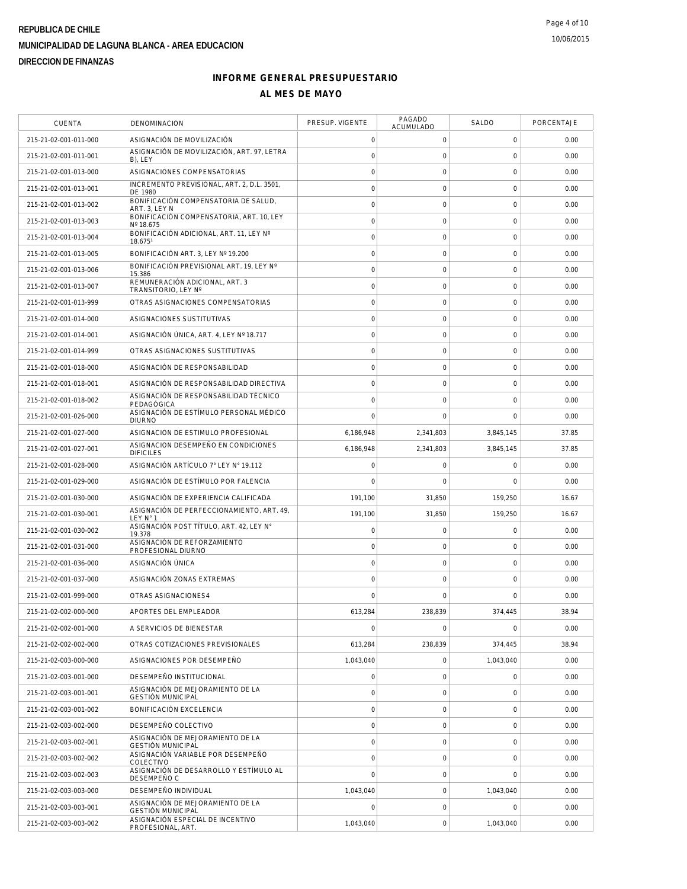REPUBLICA DE CHILE

MUNICIPALIDAD DE LAGUNA BLANCA - AREA EDUCACION

DIRECCION DE FINANZAS

# INFORME GENERAL PRESUPUESTARIO

## AL MES DE MAYO

| CUENTA | DENOMINACION | PRESUP. VIGENTE | PAGADO ACUMULADO | SALDO | PORCENTAJE |
|---|---|---|---|---|---|
| 215-21-02-001-011-000 | ASIGNACIÓN DE MOVILIZACIÓN | 0 | 0 | 0 | 0.00 |
| 215-21-02-001-011-001 | ASIGNACIÓN DE MOVILIZACIÓN, ART. 97, LETRA B), LEY | 0 | 0 | 0 | 0.00 |
| 215-21-02-001-013-000 | ASIGNACIONES COMPENSATORIAS | 0 | 0 | 0 | 0.00 |
| 215-21-02-001-013-001 | INCREMENTO PREVISIONAL, ART. 2, D.L. 3501, DE 1980 | 0 | 0 | 0 | 0.00 |
| 215-21-02-001-013-002 | BONIFICACIÓN COMPENSATORIA DE SALUD, ART. 3, LEY N | 0 | 0 | 0 | 0.00 |
| 215-21-02-001-013-003 | BONIFICACIÓN COMPENSATORIA, ART. 10, LEY Nº 18.675 | 0 | 0 | 0 | 0.00 |
| 215-21-02-001-013-004 | BONIFICACIÓN ADICIONAL, ART. 11, LEY Nº 18.675¹ | 0 | 0 | 0 | 0.00 |
| 215-21-02-001-013-005 | BONIFICACIÓN ART. 3, LEY Nº 19.200 | 0 | 0 | 0 | 0.00 |
| 215-21-02-001-013-006 | BONIFICACIÓN PREVISIONAL ART. 19, LEY Nº 15.386 | 0 | 0 | 0 | 0.00 |
| 215-21-02-001-013-007 | REMUNERACIÓN ADICIONAL, ART. 3 TRANSITORIO, LEY Nº | 0 | 0 | 0 | 0.00 |
| 215-21-02-001-013-999 | OTRAS ASIGNACIONES COMPENSATORIAS | 0 | 0 | 0 | 0.00 |
| 215-21-02-001-014-000 | ASIGNACIONES SUSTITUTIVAS | 0 | 0 | 0 | 0.00 |
| 215-21-02-001-014-001 | ASIGNACIÓN ÚNICA, ART. 4, LEY Nº 18.717 | 0 | 0 | 0 | 0.00 |
| 215-21-02-001-014-999 | OTRAS ASIGNACIONES SUSTITUTIVAS | 0 | 0 | 0 | 0.00 |
| 215-21-02-001-018-000 | ASIGNACIÓN DE RESPONSABILIDAD | 0 | 0 | 0 | 0.00 |
| 215-21-02-001-018-001 | ASIGNACIÓN DE RESPONSABILIDAD DIRECTIVA | 0 | 0 | 0 | 0.00 |
| 215-21-02-001-018-002 | ASIGNACIÓN DE RESPONSABILIDAD TÉCNICO PEDAGÓGICA | 0 | 0 | 0 | 0.00 |
| 215-21-02-001-026-000 | ASIGNACIÓN DE ESTÍMULO PERSONAL MÉDICO DIURNO | 0 | 0 | 0 | 0.00 |
| 215-21-02-001-027-000 | ASIGNACION DE ESTIMULO PROFESIONAL | 6,186,948 | 2,341,803 | 3,845,145 | 37.85 |
| 215-21-02-001-027-001 | ASIGNACION DESEMPEÑO EN CONDICIONES DIFICILES | 6,186,948 | 2,341,803 | 3,845,145 | 37.85 |
| 215-21-02-001-028-000 | ASIGNACIÓN ARTÍCULO 7° LEY N° 19.112 | 0 | 0 | 0 | 0.00 |
| 215-21-02-001-029-000 | ASIGNACIÓN DE ESTÍMULO POR FALENCIA | 0 | 0 | 0 | 0.00 |
| 215-21-02-001-030-000 | ASIGNACIÓN DE EXPERIENCIA CALIFICADA | 191,100 | 31,850 | 159,250 | 16.67 |
| 215-21-02-001-030-001 | ASIGNACIÓN DE PERFECCIONAMIENTO, ART. 49, LEY N° 1 | 191,100 | 31,850 | 159,250 | 16.67 |
| 215-21-02-001-030-002 | ASIGNACIÓN POST TÍTULO, ART. 42, LEY N° 19.378 | 0 | 0 | 0 | 0.00 |
| 215-21-02-001-031-000 | ASIGNACIÓN DE REFORZAMIENTO PROFESIONAL DIURNO | 0 | 0 | 0 | 0.00 |
| 215-21-02-001-036-000 | ASIGNACIÓN ÚNICA | 0 | 0 | 0 | 0.00 |
| 215-21-02-001-037-000 | ASIGNACIÓN ZONAS EXTREMAS | 0 | 0 | 0 | 0.00 |
| 215-21-02-001-999-000 | OTRAS ASIGNACIONES4 | 0 | 0 | 0 | 0.00 |
| 215-21-02-002-000-000 | APORTES DEL EMPLEADOR | 613,284 | 238,839 | 374,445 | 38.94 |
| 215-21-02-002-001-000 | A SERVICIOS DE BIENESTAR | 0 | 0 | 0 | 0.00 |
| 215-21-02-002-002-000 | OTRAS COTIZACIONES PREVISIONALES | 613,284 | 238,839 | 374,445 | 38.94 |
| 215-21-02-003-000-000 | ASIGNACIONES POR DESEMPEÑO | 1,043,040 | 0 | 1,043,040 | 0.00 |
| 215-21-02-003-001-000 | DESEMPEÑO INSTITUCIONAL | 0 | 0 | 0 | 0.00 |
| 215-21-02-003-001-001 | ASIGNACIÓN DE MEJORAMIENTO DE LA GESTIÓN MUNICIPAL | 0 | 0 | 0 | 0.00 |
| 215-21-02-003-001-002 | BONIFICACIÓN EXCELENCIA | 0 | 0 | 0 | 0.00 |
| 215-21-02-003-002-000 | DESEMPEÑO COLECTIVO | 0 | 0 | 0 | 0.00 |
| 215-21-02-003-002-001 | ASIGNACIÓN DE MEJORAMIENTO DE LA GESTIÓN MUNICIPAL | 0 | 0 | 0 | 0.00 |
| 215-21-02-003-002-002 | ASIGNACIÓN VARIABLE POR DESEMPEÑO COLECTIVO | 0 | 0 | 0 | 0.00 |
| 215-21-02-003-002-003 | ASIGNACIÓN DE DESARROLLO Y ESTÍMULO AL DESEMPEÑO C | 0 | 0 | 0 | 0.00 |
| 215-21-02-003-003-000 | DESEMPEÑO INDIVIDUAL | 1,043,040 | 0 | 1,043,040 | 0.00 |
| 215-21-02-003-003-001 | ASIGNACIÓN DE MEJORAMIENTO DE LA GESTIÓN MUNICIPAL | 0 | 0 | 0 | 0.00 |
| 215-21-02-003-003-002 | ASIGNACIÓN ESPECIAL DE INCENTIVO PROFESIONAL, ART. | 1,043,040 | 0 | 1,043,040 | 0.00 |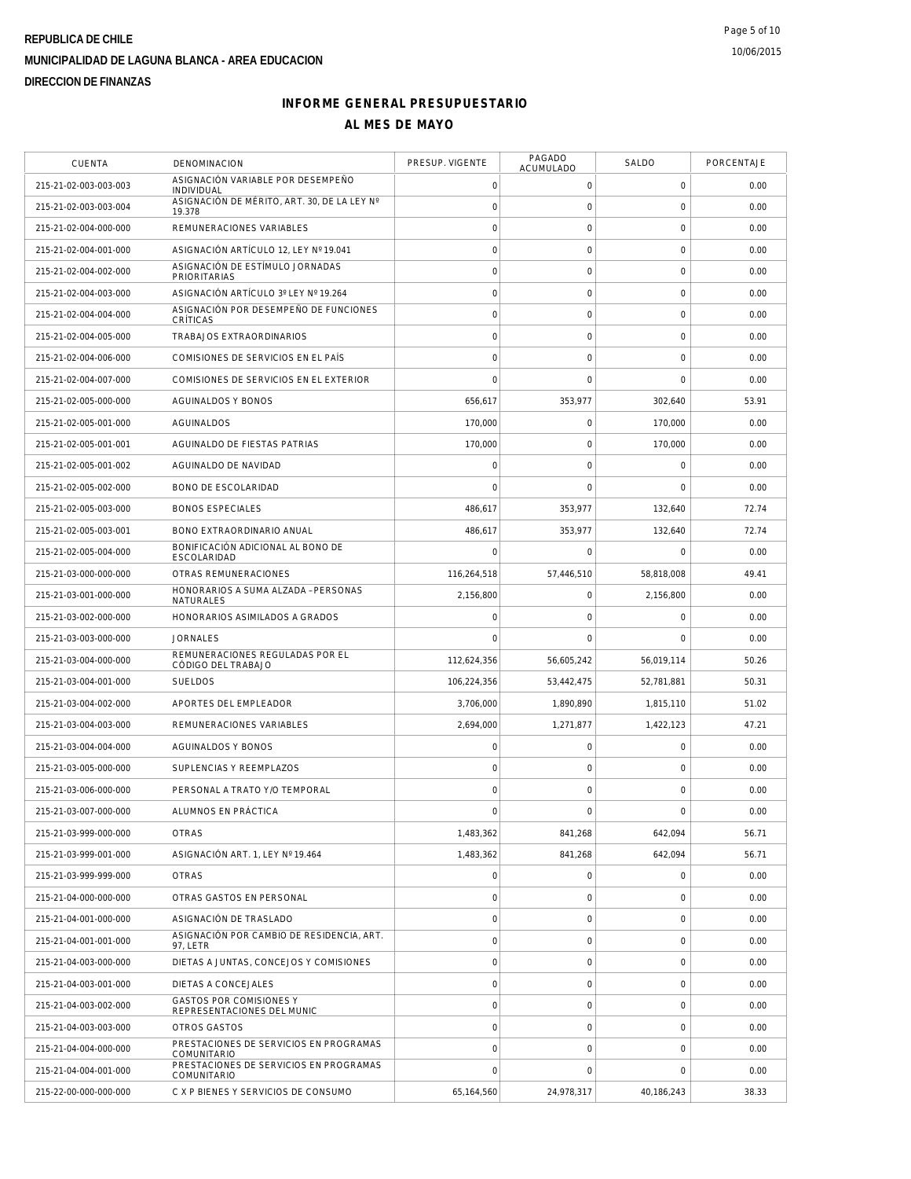REPUBLICA DE CHILE

MUNICIPALIDAD DE LAGUNA BLANCA - AREA EDUCACION

DIRECCION DE FINANZAS

# INFORME GENERAL PRESUPUESTARIO

## AL MES DE MAYO

| CUENTA | DENOMINACION | PRESUP. VIGENTE | PAGADO ACUMULADO | SALDO | PORCENTAJE |
|---|---|---|---|---|---|
| 215-21-02-003-003-003 | ASIGNACIÓN VARIABLE POR DESEMPEÑO INDIVIDUAL | 0 | 0 | 0 | 0.00 |
| 215-21-02-003-003-004 | ASIGNACIÓN DE MÉRITO, ART. 30, DE LA LEY Nº 19.378 | 0 | 0 | 0 | 0.00 |
| 215-21-02-004-000-000 | REMUNERACIONES VARIABLES | 0 | 0 | 0 | 0.00 |
| 215-21-02-004-001-000 | ASIGNACIÓN ARTÍCULO 12, LEY Nº 19.041 | 0 | 0 | 0 | 0.00 |
| 215-21-02-004-002-000 | ASIGNACIÓN DE ESTÍMULO JORNADAS PRIORITARIAS | 0 | 0 | 0 | 0.00 |
| 215-21-02-004-003-000 | ASIGNACIÓN ARTÍCULO 3º LEY Nº 19.264 | 0 | 0 | 0 | 0.00 |
| 215-21-02-004-004-000 | ASIGNACIÓN POR DESEMPEÑO DE FUNCIONES CRÍTICAS | 0 | 0 | 0 | 0.00 |
| 215-21-02-004-005-000 | TRABAJOS EXTRAORDINARIOS | 0 | 0 | 0 | 0.00 |
| 215-21-02-004-006-000 | COMISIONES DE SERVICIOS EN EL PAÍS | 0 | 0 | 0 | 0.00 |
| 215-21-02-004-007-000 | COMISIONES DE SERVICIOS EN EL EXTERIOR | 0 | 0 | 0 | 0.00 |
| 215-21-02-005-000-000 | AGUINALDOS Y BONOS | 656,617 | 353,977 | 302,640 | 53.91 |
| 215-21-02-005-001-000 | AGUINALDOS | 170,000 | 0 | 170,000 | 0.00 |
| 215-21-02-005-001-001 | AGUINALDO DE FIESTAS PATRIAS | 170,000 | 0 | 170,000 | 0.00 |
| 215-21-02-005-001-002 | AGUINALDO DE NAVIDAD | 0 | 0 | 0 | 0.00 |
| 215-21-02-005-002-000 | BONO DE ESCOLARIDAD | 0 | 0 | 0 | 0.00 |
| 215-21-02-005-003-000 | BONOS ESPECIALES | 486,617 | 353,977 | 132,640 | 72.74 |
| 215-21-02-005-003-001 | BONO EXTRAORDINARIO ANUAL | 486,617 | 353,977 | 132,640 | 72.74 |
| 215-21-02-005-004-000 | BONIFICACIÓN ADICIONAL AL BONO DE ESCOLARIDAD | 0 | 0 | 0 | 0.00 |
| 215-21-03-000-000-000 | OTRAS REMUNERACIONES | 116,264,518 | 57,446,510 | 58,818,008 | 49.41 |
| 215-21-03-001-000-000 | HONORARIOS A SUMA ALZADA - PERSONAS NATURALES | 2,156,800 | 0 | 2,156,800 | 0.00 |
| 215-21-03-002-000-000 | HONORARIOS ASIMILADOS A GRADOS | 0 | 0 | 0 | 0.00 |
| 215-21-03-003-000-000 | JORNALES | 0 | 0 | 0 | 0.00 |
| 215-21-03-004-000-000 | REMUNERACIONES REGULADAS POR EL CÓDIGO DEL TRABAJO | 112,624,356 | 56,605,242 | 56,019,114 | 50.26 |
| 215-21-03-004-001-000 | SUELDOS | 106,224,356 | 53,442,475 | 52,781,881 | 50.31 |
| 215-21-03-004-002-000 | APORTES DEL EMPLEADOR | 3,706,000 | 1,890,890 | 1,815,110 | 51.02 |
| 215-21-03-004-003-000 | REMUNERACIONES VARIABLES | 2,694,000 | 1,271,877 | 1,422,123 | 47.21 |
| 215-21-03-004-004-000 | AGUINALDOS Y BONOS | 0 | 0 | 0 | 0.00 |
| 215-21-03-005-000-000 | SUPLENCIAS Y REEMPLAZOS | 0 | 0 | 0 | 0.00 |
| 215-21-03-006-000-000 | PERSONAL A TRATO Y/O TEMPORAL | 0 | 0 | 0 | 0.00 |
| 215-21-03-007-000-000 | ALUMNOS EN PRÁCTICA | 0 | 0 | 0 | 0.00 |
| 215-21-03-999-000-000 | OTRAS | 1,483,362 | 841,268 | 642,094 | 56.71 |
| 215-21-03-999-001-000 | ASIGNACIÓN ART. 1, LEY Nº 19.464 | 1,483,362 | 841,268 | 642,094 | 56.71 |
| 215-21-03-999-999-000 | OTRAS | 0 | 0 | 0 | 0.00 |
| 215-21-04-000-000-000 | OTRAS GASTOS EN PERSONAL | 0 | 0 | 0 | 0.00 |
| 215-21-04-001-000-000 | ASIGNACIÓN DE TRASLADO | 0 | 0 | 0 | 0.00 |
| 215-21-04-001-001-000 | ASIGNACIÓN POR CAMBIO DE RESIDENCIA, ART. 97, LETR | 0 | 0 | 0 | 0.00 |
| 215-21-04-003-000-000 | DIETAS A JUNTAS, CONCEJOS Y COMISIONES | 0 | 0 | 0 | 0.00 |
| 215-21-04-003-001-000 | DIETAS A CONCEJALES | 0 | 0 | 0 | 0.00 |
| 215-21-04-003-002-000 | GASTOS POR COMISIONES Y REPRESENTACIONES DEL MUNIC | 0 | 0 | 0 | 0.00 |
| 215-21-04-003-003-000 | OTROS GASTOS | 0 | 0 | 0 | 0.00 |
| 215-21-04-004-000-000 | PRESTACIONES DE SERVICIOS EN PROGRAMAS COMUNITARIO | 0 | 0 | 0 | 0.00 |
| 215-21-04-004-001-000 | PRESTACIONES DE SERVICIOS EN PROGRAMAS COMUNITARIO | 0 | 0 | 0 | 0.00 |
| 215-22-00-000-000-000 | C X P BIENES Y SERVICIOS DE CONSUMO | 65,164,560 | 24,978,317 | 40,186,243 | 38.33 |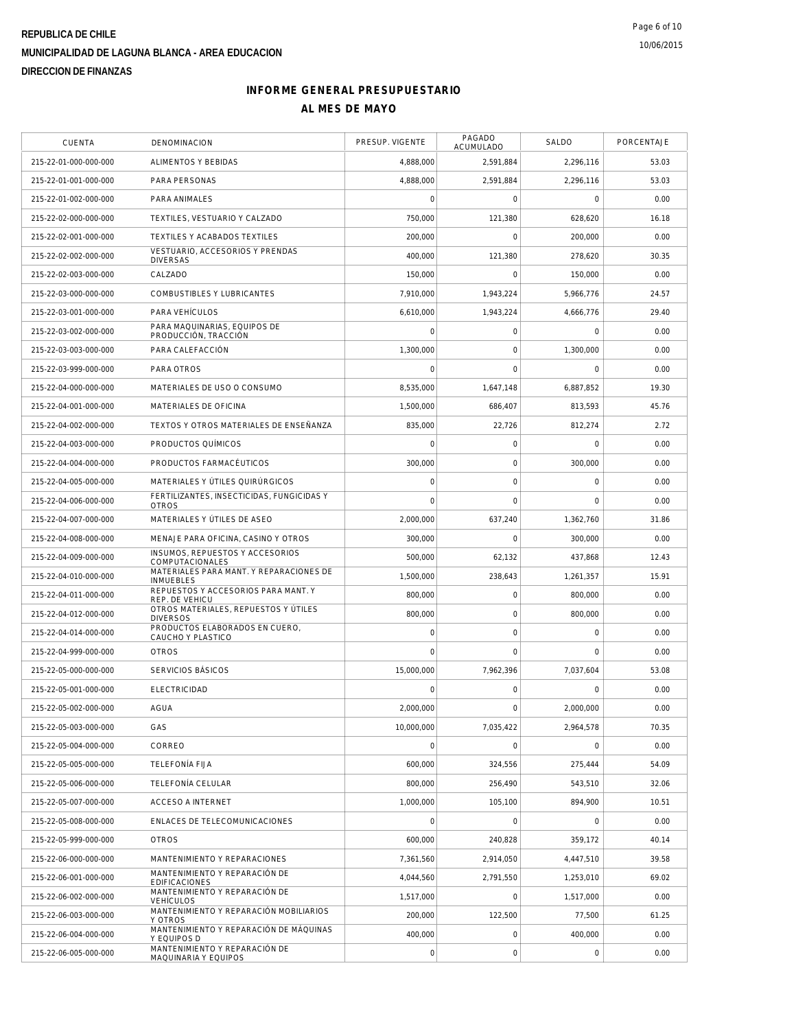**REPUBLICA DE CHILE**

**MUNICIPALIDAD DE LAGUNA BLANCA - AREA EDUCACION**

**DIRECCION DE FINANZAS**

# INFORME GENERAL PRESUPUESTARIO

## AL MES DE MAYO

| CUENTA | DENOMINACION | PRESUP. VIGENTE | PAGADO ACUMULADO | SALDO | PORCENTAJE |
|---|---|---|---|---|---|
| 215-22-01-000-000-000 | ALIMENTOS Y BEBIDAS | 4,888,000 | 2,591,884 | 2,296,116 | 53.03 |
| 215-22-01-001-000-000 | PARA PERSONAS | 4,888,000 | 2,591,884 | 2,296,116 | 53.03 |
| 215-22-01-002-000-000 | PARA ANIMALES | 0 | 0 | 0 | 0.00 |
| 215-22-02-000-000-000 | TEXTILES, VESTUARIO Y CALZADO | 750,000 | 121,380 | 628,620 | 16.18 |
| 215-22-02-001-000-000 | TEXTILES Y ACABADOS TEXTILES | 200,000 | 0 | 200,000 | 0.00 |
| 215-22-02-002-000-000 | VESTUARIO, ACCESORIOS Y PRENDAS DIVERSAS | 400,000 | 121,380 | 278,620 | 30.35 |
| 215-22-02-003-000-000 | CALZADO | 150,000 | 0 | 150,000 | 0.00 |
| 215-22-03-000-000-000 | COMBUSTIBLES Y LUBRICANTES | 7,910,000 | 1,943,224 | 5,966,776 | 24.57 |
| 215-22-03-001-000-000 | PARA VEHÍCULOS | 6,610,000 | 1,943,224 | 4,666,776 | 29.40 |
| 215-22-03-002-000-000 | PARA MAQUINARIAS, EQUIPOS DE PRODUCCIÓN, TRACCIÓN | 0 | 0 | 0 | 0.00 |
| 215-22-03-003-000-000 | PARA CALEFACCIÓN | 1,300,000 | 0 | 1,300,000 | 0.00 |
| 215-22-03-999-000-000 | PARA OTROS | 0 | 0 | 0 | 0.00 |
| 215-22-04-000-000-000 | MATERIALES DE USO O CONSUMO | 8,535,000 | 1,647,148 | 6,887,852 | 19.30 |
| 215-22-04-001-000-000 | MATERIALES DE OFICINA | 1,500,000 | 686,407 | 813,593 | 45.76 |
| 215-22-04-002-000-000 | TEXTOS Y OTROS MATERIALES DE ENSEÑANZA | 835,000 | 22,726 | 812,274 | 2.72 |
| 215-22-04-003-000-000 | PRODUCTOS QUÍMICOS | 0 | 0 | 0 | 0.00 |
| 215-22-04-004-000-000 | PRODUCTOS FARMACÉUTICOS | 300,000 | 0 | 300,000 | 0.00 |
| 215-22-04-005-000-000 | MATERIALES Y ÚTILES QUIRÚRGICOS | 0 | 0 | 0 | 0.00 |
| 215-22-04-006-000-000 | FERTILIZANTES, INSECTICIDAS, FUNGICIDAS Y OTROS | 0 | 0 | 0 | 0.00 |
| 215-22-04-007-000-000 | MATERIALES Y ÚTILES DE ASEO | 2,000,000 | 637,240 | 1,362,760 | 31.86 |
| 215-22-04-008-000-000 | MENAJE PARA OFICINA, CASINO Y OTROS | 300,000 | 0 | 300,000 | 0.00 |
| 215-22-04-009-000-000 | INSUMOS, REPUESTOS Y ACCESORIOS COMPUTACIONALES | 500,000 | 62,132 | 437,868 | 12.43 |
| 215-22-04-010-000-000 | MATERIALES PARA MANT. Y REPARACIONES DE INMUEBLES | 1,500,000 | 238,643 | 1,261,357 | 15.91 |
| 215-22-04-011-000-000 | REPUESTOS Y ACCESORIOS PARA MANT. Y REP. DE VEHICU | 800,000 | 0 | 800,000 | 0.00 |
| 215-22-04-012-000-000 | OTROS MATERIALES, REPUESTOS Y ÚTILES DIVERSOS | 800,000 | 0 | 800,000 | 0.00 |
| 215-22-04-014-000-000 | PRODUCTOS ELABORADOS EN CUERO, CAUCHO Y PLASTICO | 0 | 0 | 0 | 0.00 |
| 215-22-04-999-000-000 | OTROS | 0 | 0 | 0 | 0.00 |
| 215-22-05-000-000-000 | SERVICIOS BÁSICOS | 15,000,000 | 7,962,396 | 7,037,604 | 53.08 |
| 215-22-05-001-000-000 | ELECTRICIDAD | 0 | 0 | 0 | 0.00 |
| 215-22-05-002-000-000 | AGUA | 2,000,000 | 0 | 2,000,000 | 0.00 |
| 215-22-05-003-000-000 | GAS | 10,000,000 | 7,035,422 | 2,964,578 | 70.35 |
| 215-22-05-004-000-000 | CORREO | 0 | 0 | 0 | 0.00 |
| 215-22-05-005-000-000 | TELEFONÍA FIJA | 600,000 | 324,556 | 275,444 | 54.09 |
| 215-22-05-006-000-000 | TELEFONÍA CELULAR | 800,000 | 256,490 | 543,510 | 32.06 |
| 215-22-05-007-000-000 | ACCESO A INTERNET | 1,000,000 | 105,100 | 894,900 | 10.51 |
| 215-22-05-008-000-000 | ENLACES DE TELECOMUNICACIONES | 0 | 0 | 0 | 0.00 |
| 215-22-05-999-000-000 | OTROS | 600,000 | 240,828 | 359,172 | 40.14 |
| 215-22-06-000-000-000 | MANTENIMIENTO Y REPARACIONES | 7,361,560 | 2,914,050 | 4,447,510 | 39.58 |
| 215-22-06-001-000-000 | MANTENIMIENTO Y REPARACIÓN DE EDIFICACIONES | 4,044,560 | 2,791,550 | 1,253,010 | 69.02 |
| 215-22-06-002-000-000 | MANTENIMIENTO Y REPARACIÓN DE VEHÍCULOS | 1,517,000 | 0 | 1,517,000 | 0.00 |
| 215-22-06-003-000-000 | MANTENIMIENTO Y REPARACIÓN MOBILIARIOS Y OTROS | 200,000 | 122,500 | 77,500 | 61.25 |
| 215-22-06-004-000-000 | MANTENIMIENTO Y REPARACIÓN DE MÁQUINAS Y EQUIPOS D | 400,000 | 0 | 400,000 | 0.00 |
| 215-22-06-005-000-000 | MANTENIMIENTO Y REPARACIÓN DE MAQUINARIA Y EQUIPOS | 0 | 0 | 0 | 0.00 |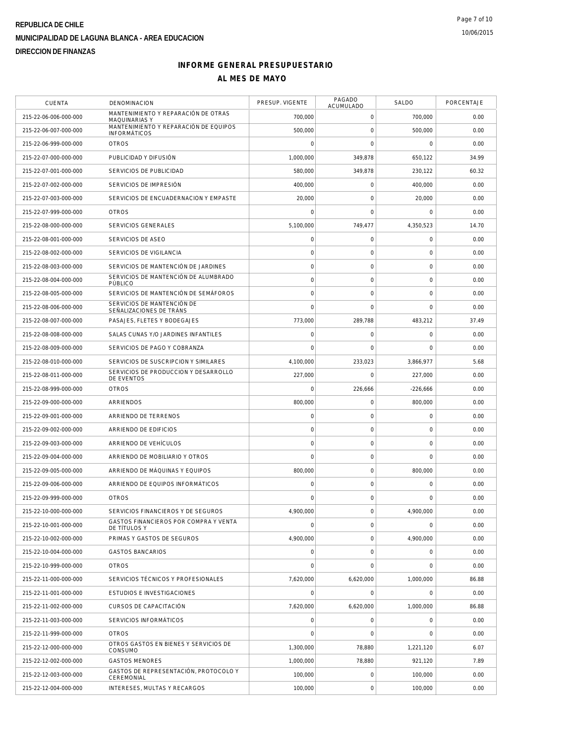**REPUBLICA DE CHILE**
**MUNICIPALIDAD DE LAGUNA BLANCA - AREA EDUCACION**
**DIRECCION DE FINANZAS**

## INFORME GENERAL PRESUPUESTARIO
## AL MES DE MAYO

| CUENTA | DENOMINACION | PRESUP. VIGENTE | PAGADO ACUMULADO | SALDO | PORCENTAJE |
|---|---|---|---|---|---|
| 215-22-06-006-000-000 | MANTENIMIENTO Y REPARACIÓN DE OTRAS MAQUINARIAS Y | 700,000 | 0 | 700,000 | 0.00 |
| 215-22-06-007-000-000 | MANTENIMIENTO Y REPARACIÓN DE EQUIPOS INFORMÁTICOS | 500,000 | 0 | 500,000 | 0.00 |
| 215-22-06-999-000-000 | OTROS | 0 | 0 | 0 | 0.00 |
| 215-22-07-000-000-000 | PUBLICIDAD Y DIFUSIÓN | 1,000,000 | 349,878 | 650,122 | 34.99 |
| 215-22-07-001-000-000 | SERVICIOS DE PUBLICIDAD | 580,000 | 349,878 | 230,122 | 60.32 |
| 215-22-07-002-000-000 | SERVICIOS DE IMPRESIÓN | 400,000 | 0 | 400,000 | 0.00 |
| 215-22-07-003-000-000 | SERVICIOS DE ENCUADERNACION Y EMPASTE | 20,000 | 0 | 20,000 | 0.00 |
| 215-22-07-999-000-000 | OTROS | 0 | 0 | 0 | 0.00 |
| 215-22-08-000-000-000 | SERVICIOS GENERALES | 5,100,000 | 749,477 | 4,350,523 | 14.70 |
| 215-22-08-001-000-000 | SERVICIOS DE ASEO | 0 | 0 | 0 | 0.00 |
| 215-22-08-002-000-000 | SERVICIOS DE VIGILANCIA | 0 | 0 | 0 | 0.00 |
| 215-22-08-003-000-000 | SERVICIOS DE MANTENCIÓN DE JARDINES | 0 | 0 | 0 | 0.00 |
| 215-22-08-004-000-000 | SERVICIOS DE MANTENCIÓN DE ALUMBRADO PÚBLICO | 0 | 0 | 0 | 0.00 |
| 215-22-08-005-000-000 | SERVICIOS DE MANTENCIÓN DE SEMÁFOROS | 0 | 0 | 0 | 0.00 |
| 215-22-08-006-000-000 | SERVICIOS DE MANTENCIÓN DE SEÑALIZACIONES DE TRÁNS | 0 | 0 | 0 | 0.00 |
| 215-22-08-007-000-000 | PASAJES, FLETES Y BODEGAJES | 773,000 | 289,788 | 483,212 | 37.49 |
| 215-22-08-008-000-000 | SALAS CUNAS Y/O JARDINES INFANTILES | 0 | 0 | 0 | 0.00 |
| 215-22-08-009-000-000 | SERVICIOS DE PAGO Y COBRANZA | 0 | 0 | 0 | 0.00 |
| 215-22-08-010-000-000 | SERVICIOS DE SUSCRIPCION Y SIMILARES | 4,100,000 | 233,023 | 3,866,977 | 5.68 |
| 215-22-08-011-000-000 | SERVICIOS DE PRODUCCION Y DESARROLLO DE EVENTOS | 227,000 | 0 | 227,000 | 0.00 |
| 215-22-08-999-000-000 | OTROS | 0 | 226,666 | -226,666 | 0.00 |
| 215-22-09-000-000-000 | ARRIENDOS | 800,000 | 0 | 800,000 | 0.00 |
| 215-22-09-001-000-000 | ARRIENDO DE TERRENOS | 0 | 0 | 0 | 0.00 |
| 215-22-09-002-000-000 | ARRIENDO DE EDIFICIOS | 0 | 0 | 0 | 0.00 |
| 215-22-09-003-000-000 | ARRIENDO DE VEHÍCULOS | 0 | 0 | 0 | 0.00 |
| 215-22-09-004-000-000 | ARRIENDO DE MOBILIARIO Y OTROS | 0 | 0 | 0 | 0.00 |
| 215-22-09-005-000-000 | ARRIENDO DE MÁQUINAS Y EQUIPOS | 800,000 | 0 | 800,000 | 0.00 |
| 215-22-09-006-000-000 | ARRIENDO DE EQUIPOS INFORMÁTICOS | 0 | 0 | 0 | 0.00 |
| 215-22-09-999-000-000 | OTROS | 0 | 0 | 0 | 0.00 |
| 215-22-10-000-000-000 | SERVICIOS FINANCIEROS Y DE SEGUROS | 4,900,000 | 0 | 4,900,000 | 0.00 |
| 215-22-10-001-000-000 | GASTOS FINANCIEROS POR COMPRA Y VENTA DE TÍTULOS Y | 0 | 0 | 0 | 0.00 |
| 215-22-10-002-000-000 | PRIMAS Y GASTOS DE SEGUROS | 4,900,000 | 0 | 4,900,000 | 0.00 |
| 215-22-10-004-000-000 | GASTOS BANCARIOS | 0 | 0 | 0 | 0.00 |
| 215-22-10-999-000-000 | OTROS | 0 | 0 | 0 | 0.00 |
| 215-22-11-000-000-000 | SERVICIOS TÉCNICOS Y PROFESIONALES | 7,620,000 | 6,620,000 | 1,000,000 | 86.88 |
| 215-22-11-001-000-000 | ESTUDIOS E INVESTIGACIONES | 0 | 0 | 0 | 0.00 |
| 215-22-11-002-000-000 | CURSOS DE CAPACITACIÓN | 7,620,000 | 6,620,000 | 1,000,000 | 86.88 |
| 215-22-11-003-000-000 | SERVICIOS INFORMÁTICOS | 0 | 0 | 0 | 0.00 |
| 215-22-11-999-000-000 | OTROS | 0 | 0 | 0 | 0.00 |
| 215-22-12-000-000-000 | OTROS GASTOS EN BIENES Y SERVICIOS DE CONSUMO | 1,300,000 | 78,880 | 1,221,120 | 6.07 |
| 215-22-12-002-000-000 | GASTOS MENORES | 1,000,000 | 78,880 | 921,120 | 7.89 |
| 215-22-12-003-000-000 | GASTOS DE REPRESENTACIÓN, PROTOCOLO Y CEREMONIAL | 100,000 | 0 | 100,000 | 0.00 |
| 215-22-12-004-000-000 | INTERESES, MULTAS Y RECARGOS | 100,000 | 0 | 100,000 | 0.00 |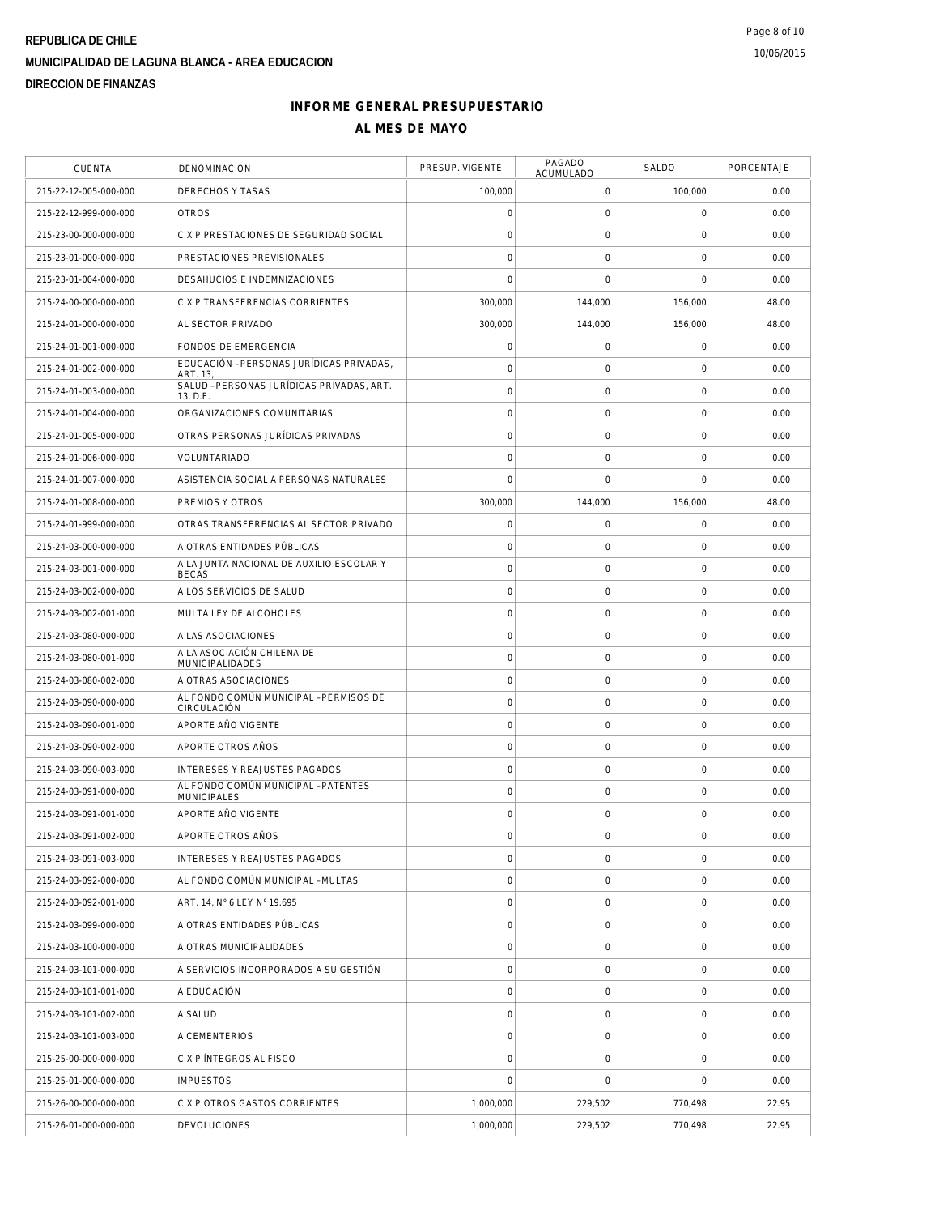REPUBLICA DE CHILE
MUNICIPALIDAD DE LAGUNA BLANCA - AREA EDUCACION
DIRECCION DE FINANZAS

# INFORME GENERAL PRESUPUESTARIO
## AL MES DE MAYO

| CUENTA | DENOMINACION | PRESUP. VIGENTE | PAGADO ACUMULADO | SALDO | PORCENTAJE |
|---|---|---|---|---|---|
| 215-22-12-005-000-000 | DERECHOS Y TASAS | 100,000 | 0 | 100,000 | 0.00 |
| 215-22-12-999-000-000 | OTROS | 0 | 0 | 0 | 0.00 |
| 215-23-00-000-000-000 | C X P PRESTACIONES DE SEGURIDAD SOCIAL | 0 | 0 | 0 | 0.00 |
| 215-23-01-000-000-000 | PRESTACIONES PREVISIONALES | 0 | 0 | 0 | 0.00 |
| 215-23-01-004-000-000 | DESAHUCIOS E INDEMNIZACIONES | 0 | 0 | 0 | 0.00 |
| 215-24-00-000-000-000 | C X P TRANSFERENCIAS CORRIENTES | 300,000 | 144,000 | 156,000 | 48.00 |
| 215-24-01-000-000-000 | AL SECTOR PRIVADO | 300,000 | 144,000 | 156,000 | 48.00 |
| 215-24-01-001-000-000 | FONDOS DE EMERGENCIA | 0 | 0 | 0 | 0.00 |
| 215-24-01-002-000-000 | EDUCACIÓN -PERSONAS JURÍDICAS PRIVADAS, ART. 13, | 0 | 0 | 0 | 0.00 |
| 215-24-01-003-000-000 | SALUD -PERSONAS JURÍDICAS PRIVADAS, ART. 13, D.F. | 0 | 0 | 0 | 0.00 |
| 215-24-01-004-000-000 | ORGANIZACIONES COMUNITARIAS | 0 | 0 | 0 | 0.00 |
| 215-24-01-005-000-000 | OTRAS PERSONAS JURÍDICAS PRIVADAS | 0 | 0 | 0 | 0.00 |
| 215-24-01-006-000-000 | VOLUNTARIADO | 0 | 0 | 0 | 0.00 |
| 215-24-01-007-000-000 | ASISTENCIA SOCIAL A PERSONAS NATURALES | 0 | 0 | 0 | 0.00 |
| 215-24-01-008-000-000 | PREMIOS Y OTROS | 300,000 | 144,000 | 156,000 | 48.00 |
| 215-24-01-999-000-000 | OTRAS TRANSFERENCIAS AL SECTOR PRIVADO | 0 | 0 | 0 | 0.00 |
| 215-24-03-000-000-000 | A OTRAS ENTIDADES PÚBLICAS | 0 | 0 | 0 | 0.00 |
| 215-24-03-001-000-000 | A LA JUNTA NACIONAL DE AUXILIO ESCOLAR Y BECAS | 0 | 0 | 0 | 0.00 |
| 215-24-03-002-000-000 | A LOS SERVICIOS DE SALUD | 0 | 0 | 0 | 0.00 |
| 215-24-03-002-001-000 | MULTA LEY DE ALCOHOLES | 0 | 0 | 0 | 0.00 |
| 215-24-03-080-000-000 | A LAS ASOCIACIONES | 0 | 0 | 0 | 0.00 |
| 215-24-03-080-001-000 | A LA ASOCIACIÓN CHILENA DE MUNICIPALIDADES | 0 | 0 | 0 | 0.00 |
| 215-24-03-080-002-000 | A OTRAS ASOCIACIONES | 0 | 0 | 0 | 0.00 |
| 215-24-03-090-000-000 | AL FONDO COMÚN MUNICIPAL -PERMISOS DE CIRCULACIÓN | 0 | 0 | 0 | 0.00 |
| 215-24-03-090-001-000 | APORTE AÑO VIGENTE | 0 | 0 | 0 | 0.00 |
| 215-24-03-090-002-000 | APORTE OTROS AÑOS | 0 | 0 | 0 | 0.00 |
| 215-24-03-090-003-000 | INTERESES Y REAJUSTES PAGADOS | 0 | 0 | 0 | 0.00 |
| 215-24-03-091-000-000 | AL FONDO COMÚN MUNICIPAL -PATENTES MUNICIPALES | 0 | 0 | 0 | 0.00 |
| 215-24-03-091-001-000 | APORTE AÑO VIGENTE | 0 | 0 | 0 | 0.00 |
| 215-24-03-091-002-000 | APORTE OTROS AÑOS | 0 | 0 | 0 | 0.00 |
| 215-24-03-091-003-000 | INTERESES Y REAJUSTES PAGADOS | 0 | 0 | 0 | 0.00 |
| 215-24-03-092-000-000 | AL FONDO COMÚN MUNICIPAL -MULTAS | 0 | 0 | 0 | 0.00 |
| 215-24-03-092-001-000 | ART. 14, N° 6 LEY N° 19.695 | 0 | 0 | 0 | 0.00 |
| 215-24-03-099-000-000 | A OTRAS ENTIDADES PÚBLICAS | 0 | 0 | 0 | 0.00 |
| 215-24-03-100-000-000 | A OTRAS MUNICIPALIDADES | 0 | 0 | 0 | 0.00 |
| 215-24-03-101-000-000 | A SERVICIOS INCORPORADOS A SU GESTIÓN | 0 | 0 | 0 | 0.00 |
| 215-24-03-101-001-000 | A EDUCACIÓN | 0 | 0 | 0 | 0.00 |
| 215-24-03-101-002-000 | A SALUD | 0 | 0 | 0 | 0.00 |
| 215-24-03-101-003-000 | A CEMENTERIOS | 0 | 0 | 0 | 0.00 |
| 215-25-00-000-000-000 | C X P ÍNTEGROS AL FISCO | 0 | 0 | 0 | 0.00 |
| 215-25-01-000-000-000 | IMPUESTOS | 0 | 0 | 0 | 0.00 |
| 215-26-00-000-000-000 | C X P OTROS GASTOS CORRIENTES | 1,000,000 | 229,502 | 770,498 | 22.95 |
| 215-26-01-000-000-000 | DEVOLUCIONES | 1,000,000 | 229,502 | 770,498 | 22.95 |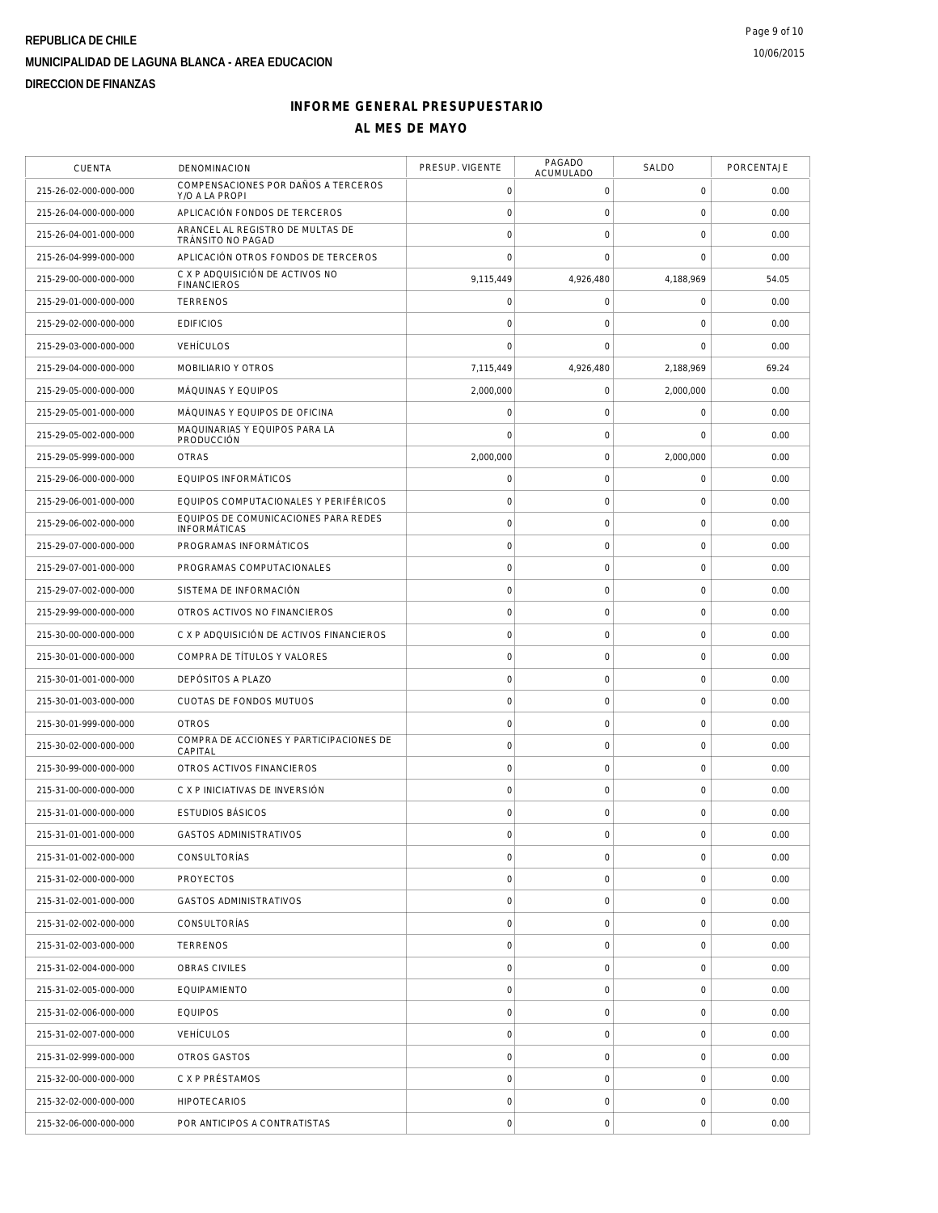**REPUBLICA DE CHILE**

**MUNICIPALIDAD DE LAGUNA BLANCA - AREA EDUCACION**

**DIRECCION DE FINANZAS**

## INFORME GENERAL PRESUPUESTARIO

## AL MES DE MAYO

| CUENTA | DENOMINACION | PRESUP. VIGENTE | PAGADO ACUMULADO | SALDO | PORCENTAJE |
|---|---|---|---|---|---|
| 215-26-02-000-000-000 | COMPENSACIONES POR DAÑOS A TERCEROS Y/O A LA PROPI | 0 | 0 | 0 | 0.00 |
| 215-26-04-000-000-000 | APLICACIÓN FONDOS DE TERCEROS | 0 | 0 | 0 | 0.00 |
| 215-26-04-001-000-000 | ARANCEL AL REGISTRO DE MULTAS DE TRÁNSITO NO PAGAD | 0 | 0 | 0 | 0.00 |
| 215-26-04-999-000-000 | APLICACIÓN OTROS FONDOS DE TERCEROS | 0 | 0 | 0 | 0.00 |
| 215-29-00-000-000-000 | C X P ADQUISICIÓN DE ACTIVOS NO FINANCIEROS | 9,115,449 | 4,926,480 | 4,188,969 | 54.05 |
| 215-29-01-000-000-000 | TERRENOS | 0 | 0 | 0 | 0.00 |
| 215-29-02-000-000-000 | EDIFICIOS | 0 | 0 | 0 | 0.00 |
| 215-29-03-000-000-000 | VEHÍCULOS | 0 | 0 | 0 | 0.00 |
| 215-29-04-000-000-000 | MOBILIARIO Y OTROS | 7,115,449 | 4,926,480 | 2,188,969 | 69.24 |
| 215-29-05-000-000-000 | MÁQUINAS Y EQUIPOS | 2,000,000 | 0 | 2,000,000 | 0.00 |
| 215-29-05-001-000-000 | MÁQUINAS Y EQUIPOS DE OFICINA | 0 | 0 | 0 | 0.00 |
| 215-29-05-002-000-000 | MAQUINARIAS Y EQUIPOS PARA LA PRODUCCIÓN | 0 | 0 | 0 | 0.00 |
| 215-29-05-999-000-000 | OTRAS | 2,000,000 | 0 | 2,000,000 | 0.00 |
| 215-29-06-000-000-000 | EQUIPOS INFORMÁTICOS | 0 | 0 | 0 | 0.00 |
| 215-29-06-001-000-000 | EQUIPOS COMPUTACIONALES Y PERIFÉRICOS | 0 | 0 | 0 | 0.00 |
| 215-29-06-002-000-000 | EQUIPOS DE COMUNICACIONES PARA REDES INFORMÁTICAS | 0 | 0 | 0 | 0.00 |
| 215-29-07-000-000-000 | PROGRAMAS INFORMÁTICOS | 0 | 0 | 0 | 0.00 |
| 215-29-07-001-000-000 | PROGRAMAS COMPUTACIONALES | 0 | 0 | 0 | 0.00 |
| 215-29-07-002-000-000 | SISTEMA DE INFORMACIÓN | 0 | 0 | 0 | 0.00 |
| 215-29-99-000-000-000 | OTROS ACTIVOS NO FINANCIEROS | 0 | 0 | 0 | 0.00 |
| 215-30-00-000-000-000 | C X P ADQUISICIÓN DE ACTIVOS FINANCIEROS | 0 | 0 | 0 | 0.00 |
| 215-30-01-000-000-000 | COMPRA DE TÍTULOS Y VALORES | 0 | 0 | 0 | 0.00 |
| 215-30-01-001-000-000 | DEPÓSITOS A PLAZO | 0 | 0 | 0 | 0.00 |
| 215-30-01-003-000-000 | CUOTAS DE FONDOS MUTUOS | 0 | 0 | 0 | 0.00 |
| 215-30-01-999-000-000 | OTROS | 0 | 0 | 0 | 0.00 |
| 215-30-02-000-000-000 | COMPRA DE ACCIONES Y PARTICIPACIONES DE CAPITAL | 0 | 0 | 0 | 0.00 |
| 215-30-99-000-000-000 | OTROS ACTIVOS FINANCIEROS | 0 | 0 | 0 | 0.00 |
| 215-31-00-000-000-000 | C X P INICIATIVAS DE INVERSIÓN | 0 | 0 | 0 | 0.00 |
| 215-31-01-000-000-000 | ESTUDIOS BÁSICOS | 0 | 0 | 0 | 0.00 |
| 215-31-01-001-000-000 | GASTOS ADMINISTRATIVOS | 0 | 0 | 0 | 0.00 |
| 215-31-01-002-000-000 | CONSULTORÍAS | 0 | 0 | 0 | 0.00 |
| 215-31-02-000-000-000 | PROYECTOS | 0 | 0 | 0 | 0.00 |
| 215-31-02-001-000-000 | GASTOS ADMINISTRATIVOS | 0 | 0 | 0 | 0.00 |
| 215-31-02-002-000-000 | CONSULTORÍAS | 0 | 0 | 0 | 0.00 |
| 215-31-02-003-000-000 | TERRENOS | 0 | 0 | 0 | 0.00 |
| 215-31-02-004-000-000 | OBRAS CIVILES | 0 | 0 | 0 | 0.00 |
| 215-31-02-005-000-000 | EQUIPAMIENTO | 0 | 0 | 0 | 0.00 |
| 215-31-02-006-000-000 | EQUIPOS | 0 | 0 | 0 | 0.00 |
| 215-31-02-007-000-000 | VEHÍCULOS | 0 | 0 | 0 | 0.00 |
| 215-31-02-999-000-000 | OTROS GASTOS | 0 | 0 | 0 | 0.00 |
| 215-32-00-000-000-000 | C X P PRÉSTAMOS | 0 | 0 | 0 | 0.00 |
| 215-32-02-000-000-000 | HIPOTECARIOS | 0 | 0 | 0 | 0.00 |
| 215-32-06-000-000-000 | POR ANTICIPOS A CONTRATISTAS | 0 | 0 | 0 | 0.00 |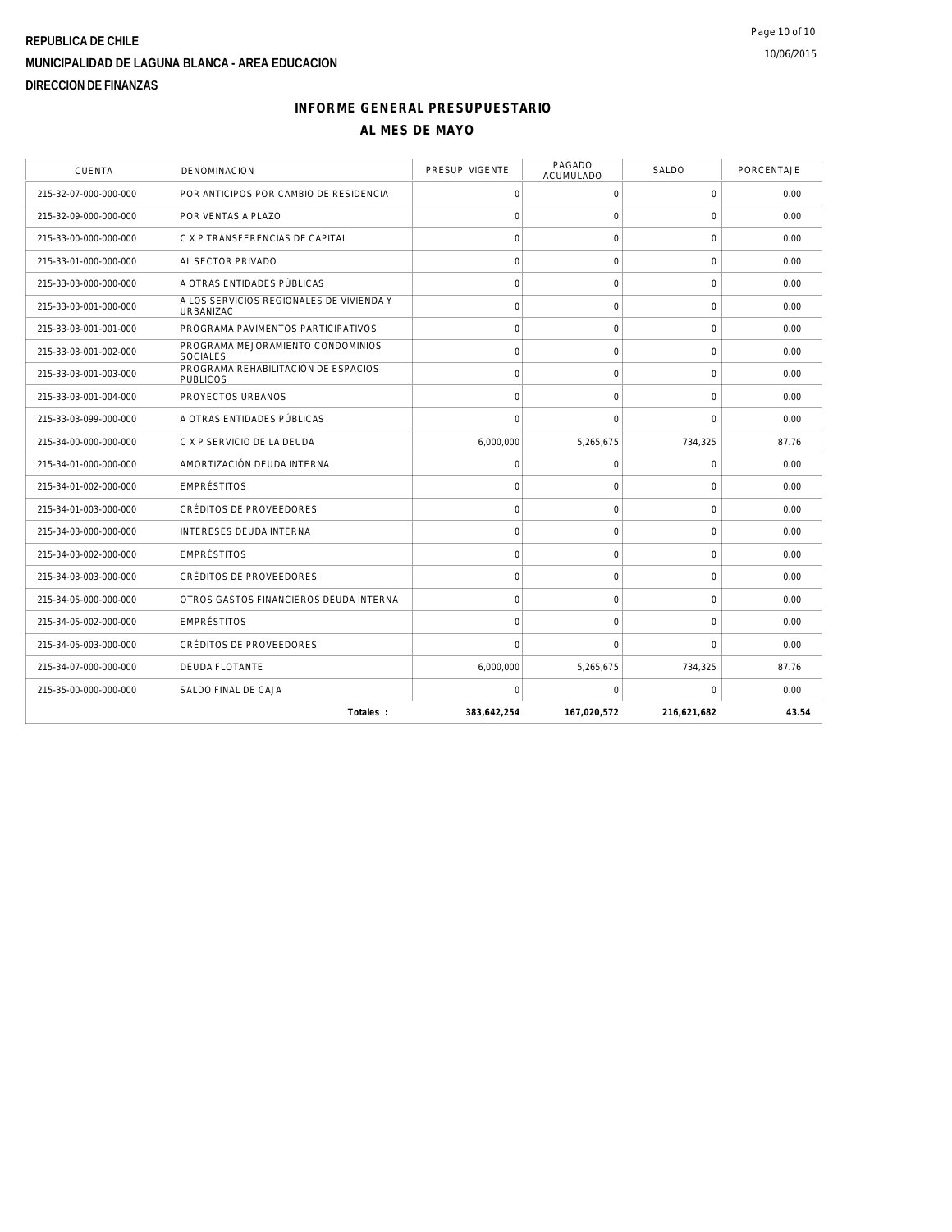**REPUBLICA DE CHILE**

**MUNICIPALIDAD DE LAGUNA BLANCA - AREA EDUCACION**

**DIRECCION DE FINANZAS**

## INFORME GENERAL PRESUPUESTARIO

## AL MES DE MAYO

| CUENTA | DENOMINACION | PRESUP. VIGENTE | PAGADO ACUMULADO | SALDO | PORCENTAJE |
|---|---|---|---|---|---|
| 215-32-07-000-000-000 | POR ANTICIPOS POR CAMBIO DE RESIDENCIA | 0 | 0 | 0 | 0.00 |
| 215-32-09-000-000-000 | POR VENTAS A PLAZO | 0 | 0 | 0 | 0.00 |
| 215-33-00-000-000-000 | C X P TRANSFERENCIAS DE CAPITAL | 0 | 0 | 0 | 0.00 |
| 215-33-01-000-000-000 | AL SECTOR PRIVADO | 0 | 0 | 0 | 0.00 |
| 215-33-03-000-000-000 | A OTRAS ENTIDADES PÚBLICAS | 0 | 0 | 0 | 0.00 |
| 215-33-03-001-000-000 | A LOS SERVICIOS REGIONALES DE VIVIENDA Y URBANIZAC | 0 | 0 | 0 | 0.00 |
| 215-33-03-001-001-000 | PROGRAMA PAVIMENTOS PARTICIPATIVOS | 0 | 0 | 0 | 0.00 |
| 215-33-03-001-002-000 | PROGRAMA MEJORAMIENTO CONDOMINIOS SOCIALES | 0 | 0 | 0 | 0.00 |
| 215-33-03-001-003-000 | PROGRAMA REHABILITACIÓN DE ESPACIOS PÚBLICOS | 0 | 0 | 0 | 0.00 |
| 215-33-03-001-004-000 | PROYECTOS URBANOS | 0 | 0 | 0 | 0.00 |
| 215-33-03-099-000-000 | A OTRAS ENTIDADES PÚBLICAS | 0 | 0 | 0 | 0.00 |
| 215-34-00-000-000-000 | C X P SERVICIO DE LA DEUDA | 6,000,000 | 5,265,675 | 734,325 | 87.76 |
| 215-34-01-000-000-000 | AMORTIZACIÓN DEUDA INTERNA | 0 | 0 | 0 | 0.00 |
| 215-34-01-002-000-000 | EMPRÉSTITOS | 0 | 0 | 0 | 0.00 |
| 215-34-01-003-000-000 | CRÉDITOS DE PROVEEDORES | 0 | 0 | 0 | 0.00 |
| 215-34-03-000-000-000 | INTERESES DEUDA INTERNA | 0 | 0 | 0 | 0.00 |
| 215-34-03-002-000-000 | EMPRÉSTITOS | 0 | 0 | 0 | 0.00 |
| 215-34-03-003-000-000 | CRÉDITOS DE PROVEEDORES | 0 | 0 | 0 | 0.00 |
| 215-34-05-000-000-000 | OTROS GASTOS FINANCIEROS DEUDA INTERNA | 0 | 0 | 0 | 0.00 |
| 215-34-05-002-000-000 | EMPRÉSTITOS | 0 | 0 | 0 | 0.00 |
| 215-34-05-003-000-000 | CRÉDITOS DE PROVEEDORES | 0 | 0 | 0 | 0.00 |
| 215-34-07-000-000-000 | DEUDA FLOTANTE | 6,000,000 | 5,265,675 | 734,325 | 87.76 |
| 215-35-00-000-000-000 | SALDO FINAL DE CAJA | 0 | 0 | 0 | 0.00 |
| | **Totales :** | **383,642,254** | **167,020,572** | **216,621,682** | **43.54** |